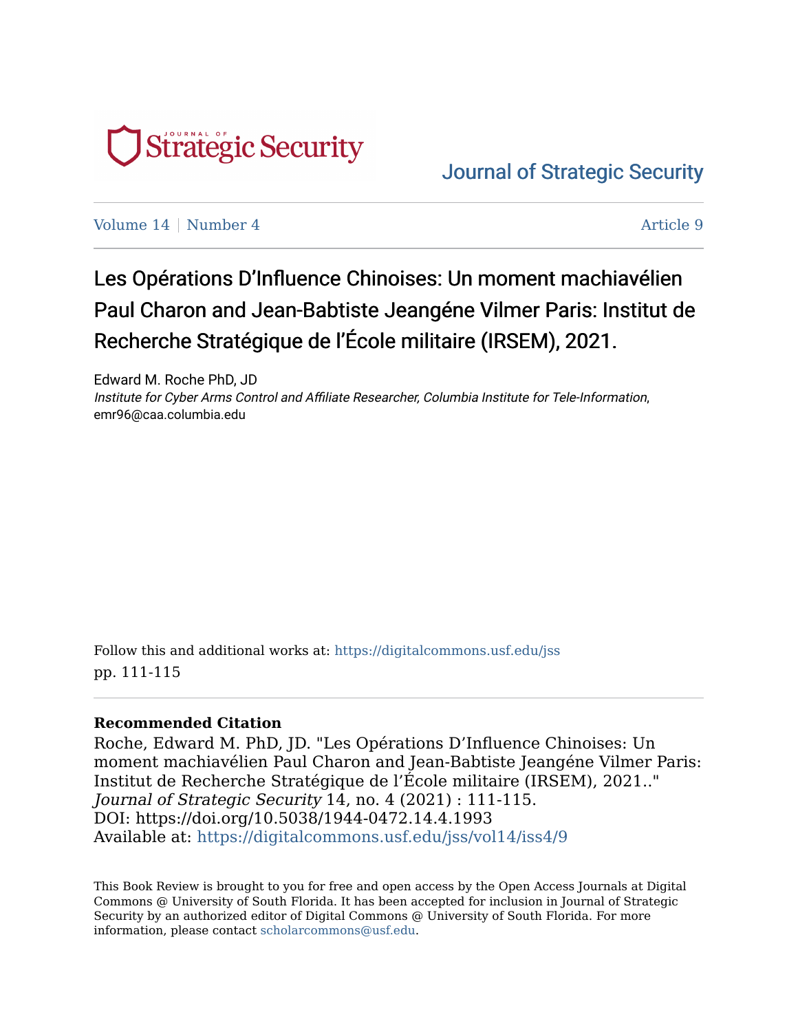Journal of Strategic Security

Volume 14 | Number 4 | Article 9

# Les Opérations D'Influence Chinoises: Un moment machiavélien Paul Charon and Jean-Babtiste Jeangéne Vilmer Paris: Institut de Recherche Stratégique de l'École militaire (IRSEM), 2021.

Edward M. Roche PhD, JD
*Institute for Cyber Arms Control and Affiliate Researcher, Columbia Institute for Tele-Information*, emr96@caa.columbia.edu

Follow this and additional works at: https://digitalcommons.usf.edu/jss
pp. 111-115

**Recommended Citation**
Roche, Edward M. PhD, JD. "Les Opérations D'Influence Chinoises: Un moment machiavélien Paul Charon and Jean-Babtiste Jeangéne Vilmer Paris: Institut de Recherche Stratégique de l'École militaire (IRSEM), 2021.." *Journal of Strategic Security* 14, no. 4 (2021) : 111-115.
DOI: https://doi.org/10.5038/1944-0472.14.4.1993
Available at: https://digitalcommons.usf.edu/jss/vol14/iss4/9

This Book Review is brought to you for free and open access by the Open Access Journals at Digital Commons @ University of South Florida. It has been accepted for inclusion in Journal of Strategic Security by an authorized editor of Digital Commons @ University of South Florida. For more information, please contact scholarcommons@usf.edu.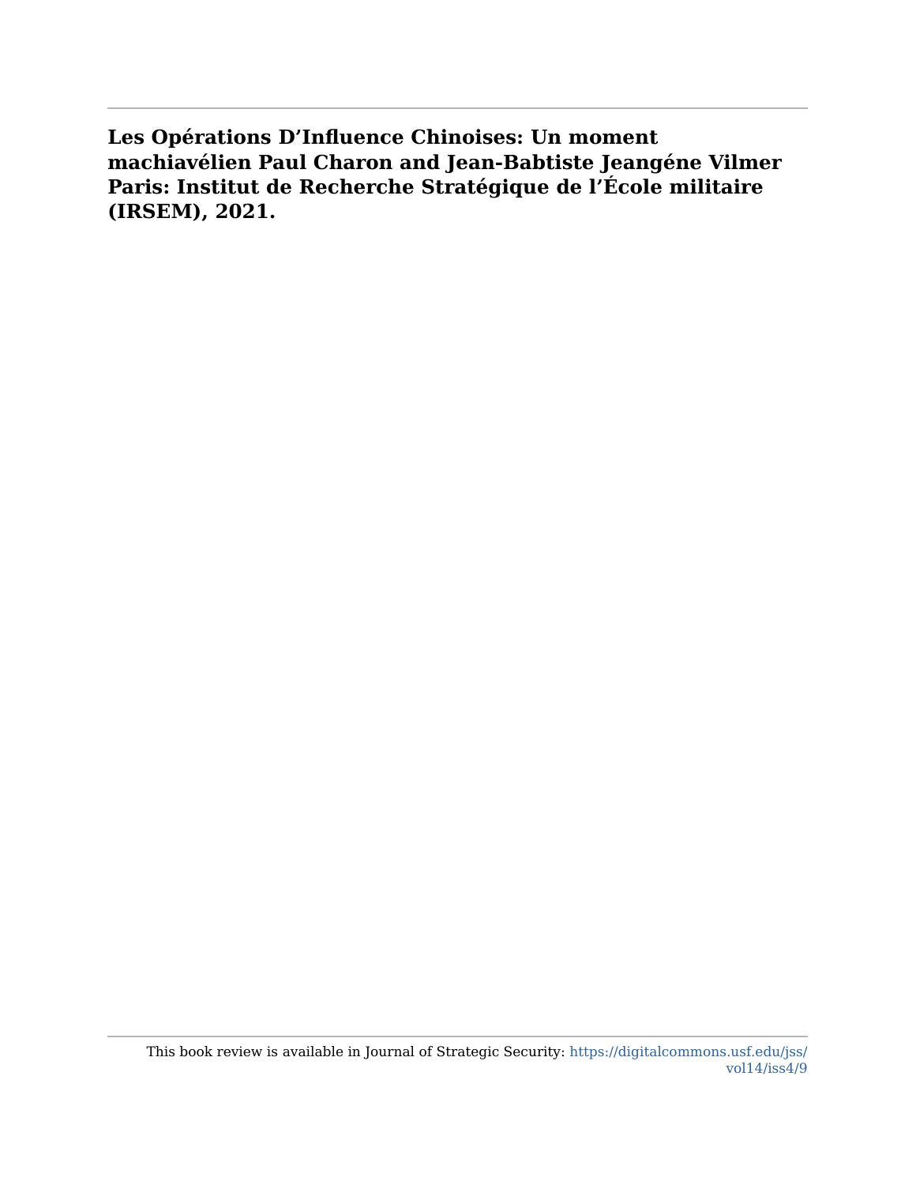**Les Opérations D'Influence Chinoises: Un moment machiavélien Paul Charon and Jean-Babtiste Jeangéne Vilmer Paris: Institut de Recherche Stratégique de l'École militaire (IRSEM), 2021.**

This book review is available in Journal of Strategic Security: https://digitalcommons.usf.edu/jss/vol14/iss4/9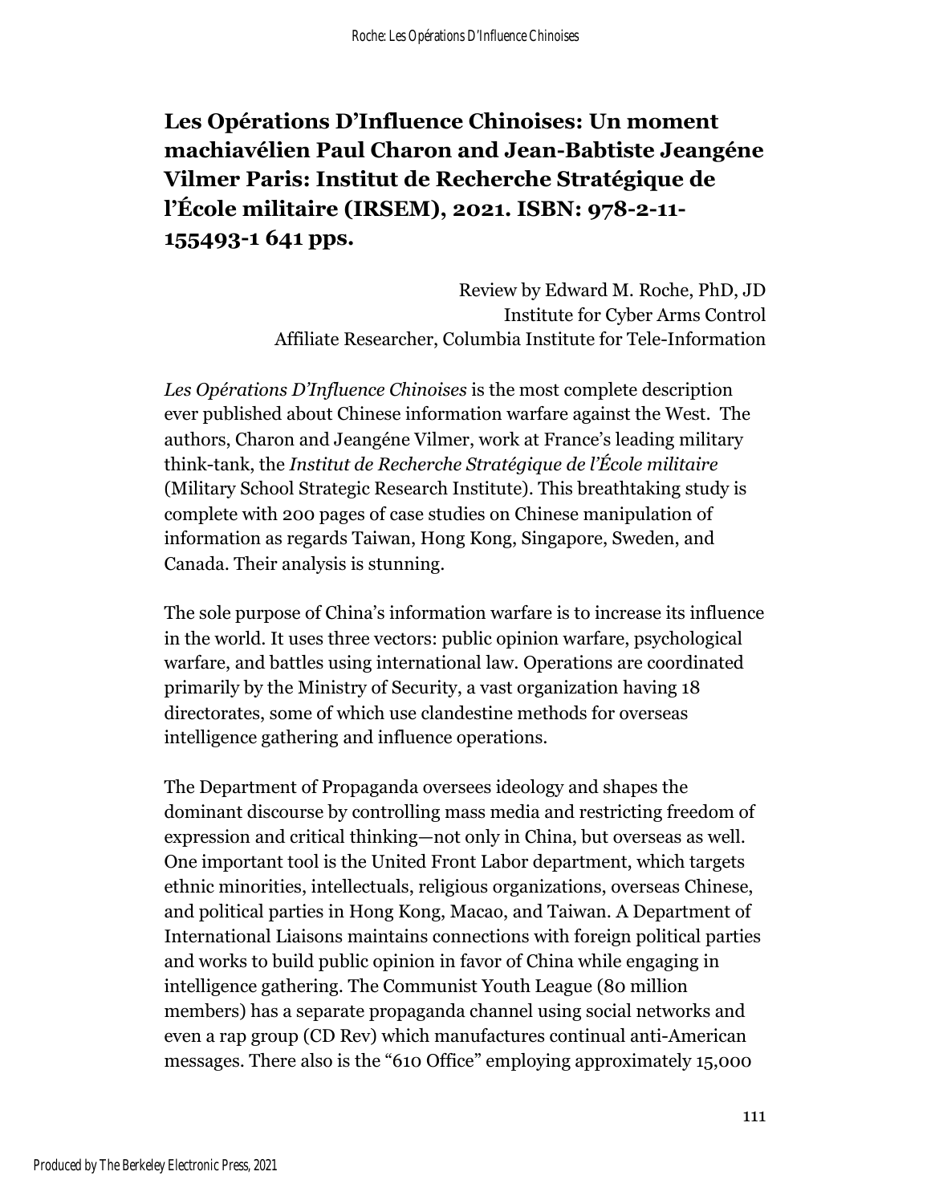# Les Opérations D'Influence Chinoises: Un moment machiavélien Paul Charon and Jean-Babtiste Jeangéne Vilmer Paris: Institut de Recherche Stratégique de l'École militaire (IRSEM), 2021. ISBN: 978-2-11-155493-1 641 pps.

Review by Edward M. Roche, PhD, JD  
Institute for Cyber Arms Control  
Affiliate Researcher, Columbia Institute for Tele-Information

*Les Opérations D'Influence Chinoises* is the most complete description ever published about Chinese information warfare against the West. The authors, Charon and Jeangéne Vilmer, work at France's leading military think-tank, the *Institut de Recherche Stratégique de l'École militaire* (Military School Strategic Research Institute). This breathtaking study is complete with 200 pages of case studies on Chinese manipulation of information as regards Taiwan, Hong Kong, Singapore, Sweden, and Canada. Their analysis is stunning.

The sole purpose of China's information warfare is to increase its influence in the world. It uses three vectors: public opinion warfare, psychological warfare, and battles using international law. Operations are coordinated primarily by the Ministry of Security, a vast organization having 18 directorates, some of which use clandestine methods for overseas intelligence gathering and influence operations.

The Department of Propaganda oversees ideology and shapes the dominant discourse by controlling mass media and restricting freedom of expression and critical thinking—not only in China, but overseas as well. One important tool is the United Front Labor department, which targets ethnic minorities, intellectuals, religious organizations, overseas Chinese, and political parties in Hong Kong, Macao, and Taiwan. A Department of International Liaisons maintains connections with foreign political parties and works to build public opinion in favor of China while engaging in intelligence gathering. The Communist Youth League (80 million members) has a separate propaganda channel using social networks and even a rap group (CD Rev) which manufactures continual anti-American messages. There also is the "610 Office" employing approximately 15,000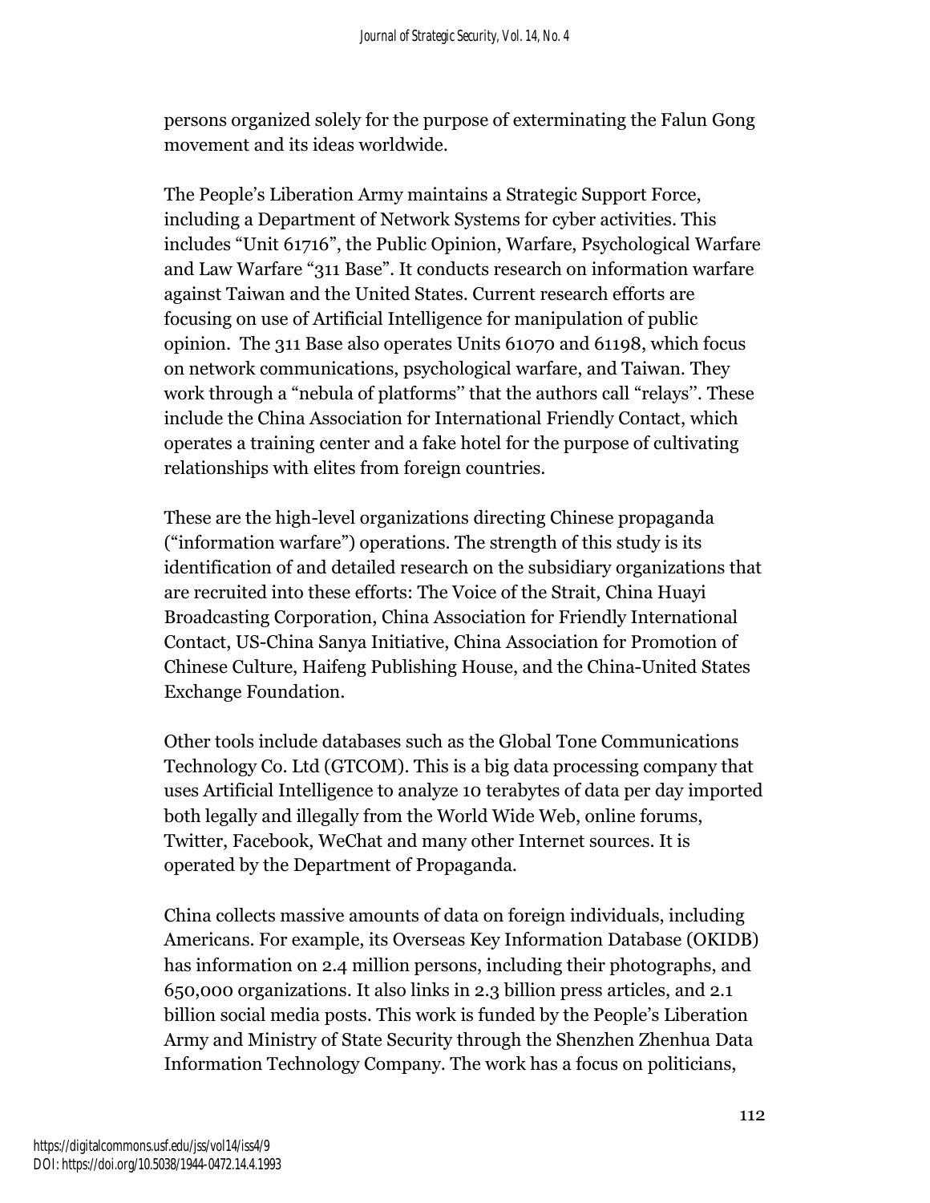persons organized solely for the purpose of exterminating the Falun Gong movement and its ideas worldwide.

The People's Liberation Army maintains a Strategic Support Force, including a Department of Network Systems for cyber activities. This includes "Unit 61716", the Public Opinion, Warfare, Psychological Warfare and Law Warfare "311 Base". It conducts research on information warfare against Taiwan and the United States. Current research efforts are focusing on use of Artificial Intelligence for manipulation of public opinion. The 311 Base also operates Units 61070 and 61198, which focus on network communications, psychological warfare, and Taiwan. They work through a "nebula of platforms'' that the authors call "relays''. These include the China Association for International Friendly Contact, which operates a training center and a fake hotel for the purpose of cultivating relationships with elites from foreign countries.

These are the high-level organizations directing Chinese propaganda ("information warfare") operations. The strength of this study is its identification of and detailed research on the subsidiary organizations that are recruited into these efforts: The Voice of the Strait, China Huayi Broadcasting Corporation, China Association for Friendly International Contact, US-China Sanya Initiative, China Association for Promotion of Chinese Culture, Haifeng Publishing House, and the China-United States Exchange Foundation.

Other tools include databases such as the Global Tone Communications Technology Co. Ltd (GTCOM). This is a big data processing company that uses Artificial Intelligence to analyze 10 terabytes of data per day imported both legally and illegally from the World Wide Web, online forums, Twitter, Facebook, WeChat and many other Internet sources. It is operated by the Department of Propaganda.

China collects massive amounts of data on foreign individuals, including Americans. For example, its Overseas Key Information Database (OKIDB) has information on 2.4 million persons, including their photographs, and 650,000 organizations. It also links in 2.3 billion press articles, and 2.1 billion social media posts. This work is funded by the People's Liberation Army and Ministry of State Security through the Shenzhen Zhenhua Data Information Technology Company. The work has a focus on politicians,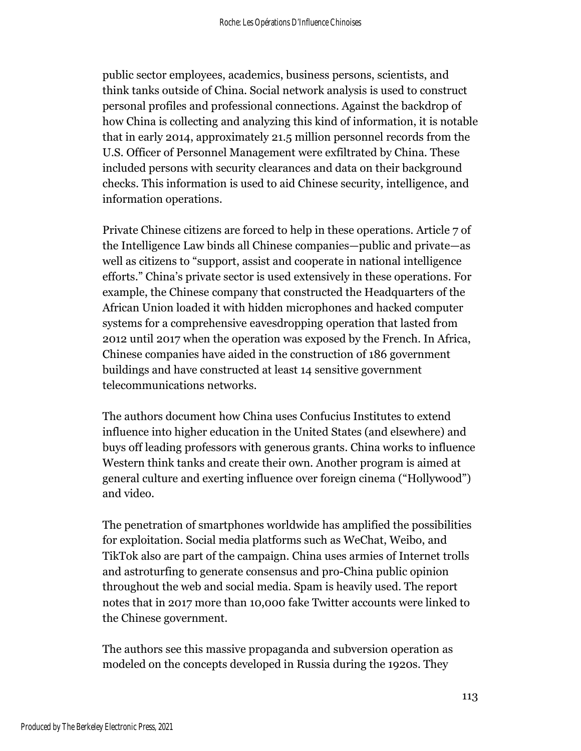public sector employees, academics, business persons, scientists, and think tanks outside of China. Social network analysis is used to construct personal profiles and professional connections. Against the backdrop of how China is collecting and analyzing this kind of information, it is notable that in early 2014, approximately 21.5 million personnel records from the U.S. Officer of Personnel Management were exfiltrated by China. These included persons with security clearances and data on their background checks. This information is used to aid Chinese security, intelligence, and information operations.

Private Chinese citizens are forced to help in these operations. Article 7 of the Intelligence Law binds all Chinese companies—public and private—as well as citizens to "support, assist and cooperate in national intelligence efforts." China's private sector is used extensively in these operations. For example, the Chinese company that constructed the Headquarters of the African Union loaded it with hidden microphones and hacked computer systems for a comprehensive eavesdropping operation that lasted from 2012 until 2017 when the operation was exposed by the French. In Africa, Chinese companies have aided in the construction of 186 government buildings and have constructed at least 14 sensitive government telecommunications networks.

The authors document how China uses Confucius Institutes to extend influence into higher education in the United States (and elsewhere) and buys off leading professors with generous grants. China works to influence Western think tanks and create their own. Another program is aimed at general culture and exerting influence over foreign cinema ("Hollywood") and video.

The penetration of smartphones worldwide has amplified the possibilities for exploitation. Social media platforms such as WeChat, Weibo, and TikTok also are part of the campaign. China uses armies of Internet trolls and astroturfing to generate consensus and pro-China public opinion throughout the web and social media. Spam is heavily used. The report notes that in 2017 more than 10,000 fake Twitter accounts were linked to the Chinese government.

The authors see this massive propaganda and subversion operation as modeled on the concepts developed in Russia during the 1920s. They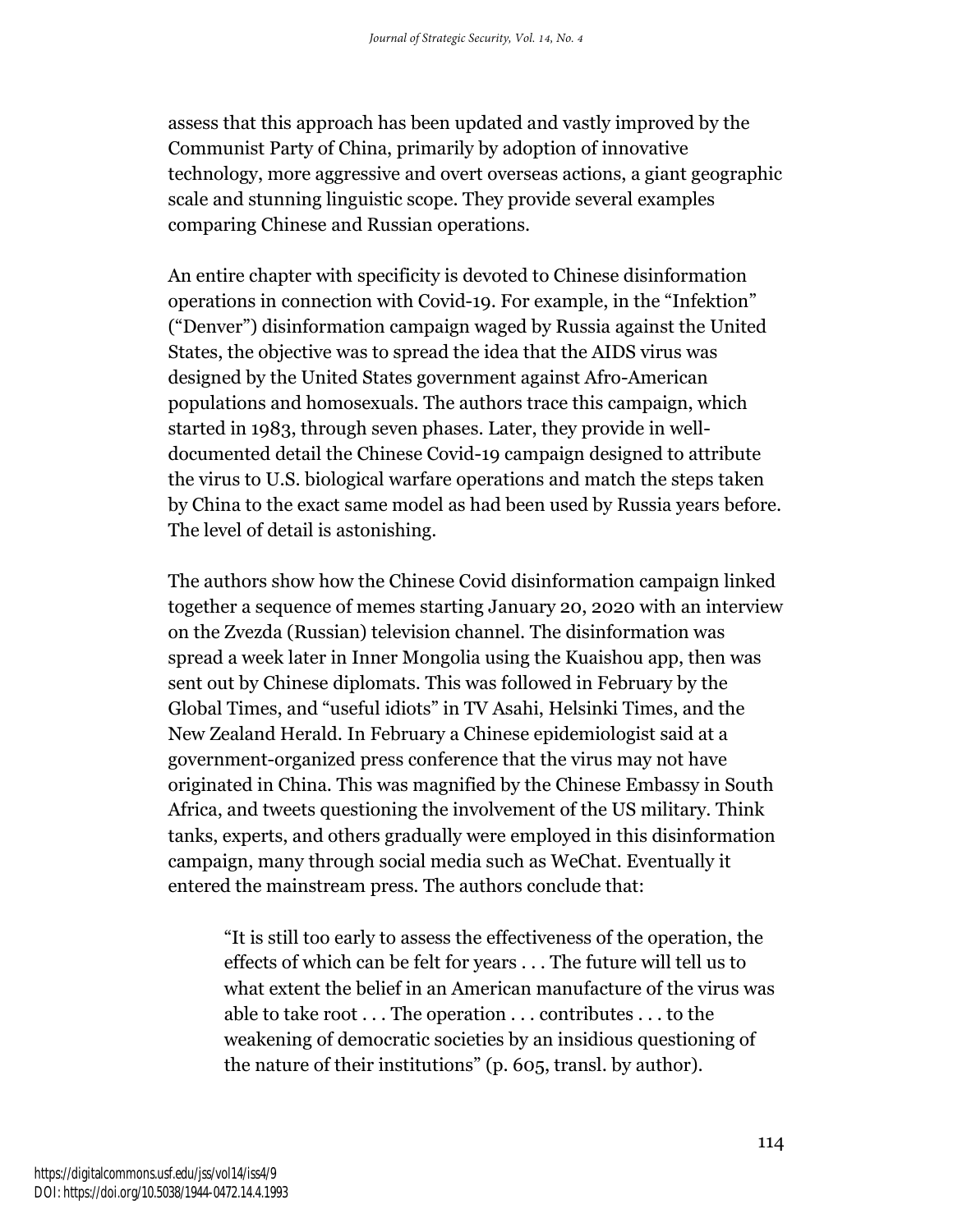assess that this approach has been updated and vastly improved by the Communist Party of China, primarily by adoption of innovative technology, more aggressive and overt overseas actions, a giant geographic scale and stunning linguistic scope. They provide several examples comparing Chinese and Russian operations.

An entire chapter with specificity is devoted to Chinese disinformation operations in connection with Covid-19. For example, in the "Infektion" ("Denver") disinformation campaign waged by Russia against the United States, the objective was to spread the idea that the AIDS virus was designed by the United States government against Afro-American populations and homosexuals. The authors trace this campaign, which started in 1983, through seven phases. Later, they provide in well-documented detail the Chinese Covid-19 campaign designed to attribute the virus to U.S. biological warfare operations and match the steps taken by China to the exact same model as had been used by Russia years before. The level of detail is astonishing.

The authors show how the Chinese Covid disinformation campaign linked together a sequence of memes starting January 20, 2020 with an interview on the Zvezda (Russian) television channel. The disinformation was spread a week later in Inner Mongolia using the Kuaishou app, then was sent out by Chinese diplomats. This was followed in February by the Global Times, and "useful idiots" in TV Asahi, Helsinki Times, and the New Zealand Herald. In February a Chinese epidemiologist said at a government-organized press conference that the virus may not have originated in China. This was magnified by the Chinese Embassy in South Africa, and tweets questioning the involvement of the US military. Think tanks, experts, and others gradually were employed in this disinformation campaign, many through social media such as WeChat. Eventually it entered the mainstream press. The authors conclude that:

> "It is still too early to assess the effectiveness of the operation, the effects of which can be felt for years . . . The future will tell us to what extent the belief in an American manufacture of the virus was able to take root . . . The operation . . . contributes . . . to the weakening of democratic societies by an insidious questioning of the nature of their institutions" (p. 605, transl. by author).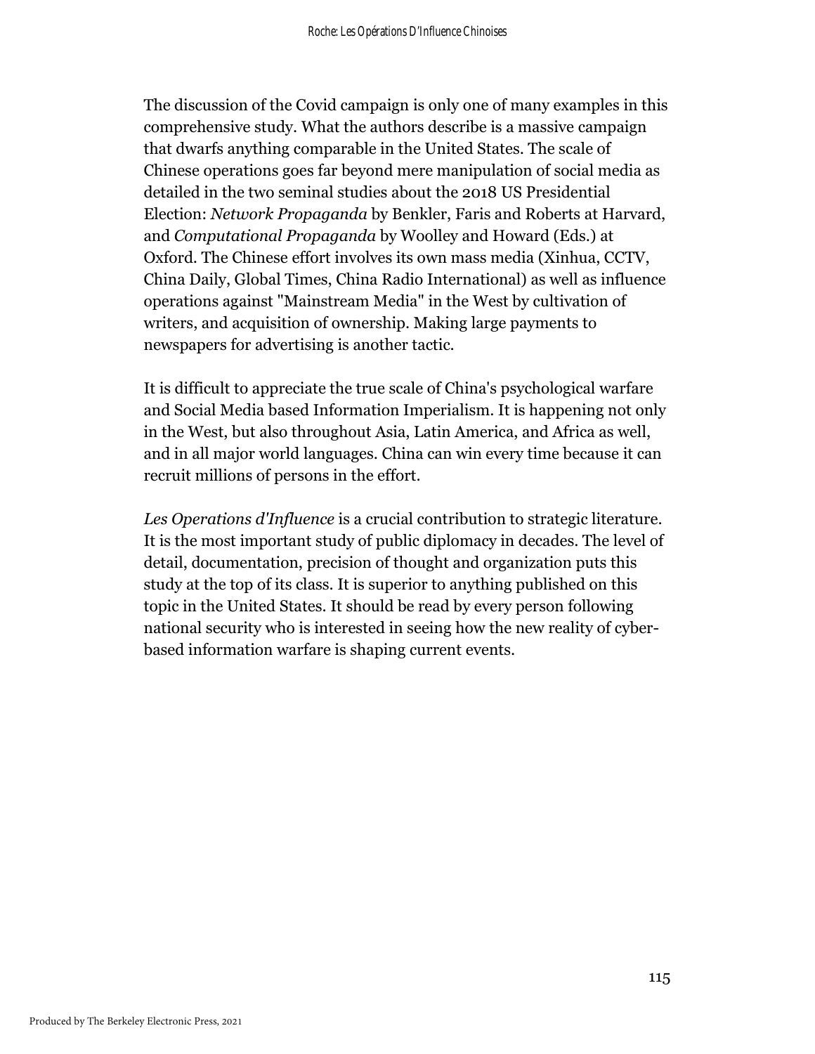The discussion of the Covid campaign is only one of many examples in this comprehensive study. What the authors describe is a massive campaign that dwarfs anything comparable in the United States. The scale of Chinese operations goes far beyond mere manipulation of social media as detailed in the two seminal studies about the 2018 US Presidential Election: *Network Propaganda* by Benkler, Faris and Roberts at Harvard, and *Computational Propaganda* by Woolley and Howard (Eds.) at Oxford. The Chinese effort involves its own mass media (Xinhua, CCTV, China Daily, Global Times, China Radio International) as well as influence operations against "Mainstream Media" in the West by cultivation of writers, and acquisition of ownership. Making large payments to newspapers for advertising is another tactic.

It is difficult to appreciate the true scale of China's psychological warfare and Social Media based Information Imperialism. It is happening not only in the West, but also throughout Asia, Latin America, and Africa as well, and in all major world languages. China can win every time because it can recruit millions of persons in the effort.

*Les Operations d'Influence* is a crucial contribution to strategic literature. It is the most important study of public diplomacy in decades. The level of detail, documentation, precision of thought and organization puts this study at the top of its class. It is superior to anything published on this topic in the United States. It should be read by every person following national security who is interested in seeing how the new reality of cyber-based information warfare is shaping current events.